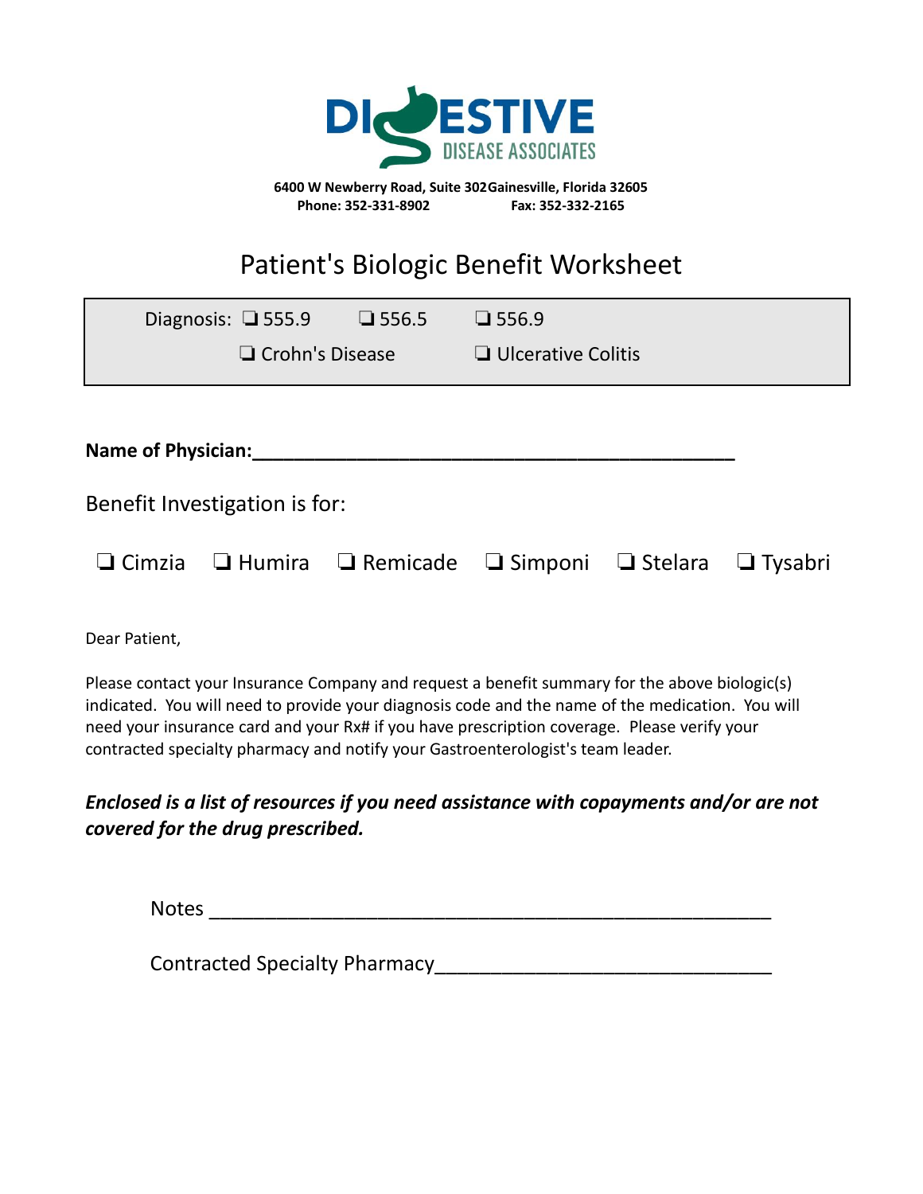**DIGESTIVE**
**DISEASE ASSOCIATES**

**6400 W Newberry Road, Suite 302 Gainesville, Florida 32605**
**Phone: 352-331-8902 Fax: 352-332-2165**

# Patient's Biologic Benefit Worksheet

Diagnosis: ❑ 555.9 ❑ 556.5 ❑ 556.9

❑ Crohn's Disease ❑ Ulcerative Colitis

**Name of Physician:**_____________________________________________

Benefit Investigation is for:

❑ Cimzia ❑ Humira ❑ Remicade ❑ Simponi ❑ Stelara ❑ Tysabri

Dear Patient,

Please contact your Insurance Company and request a benefit summary for the above biologic(s) indicated. You will need to provide your diagnosis code and the name of the medication. You will need your insurance card and your Rx# if you have prescription coverage. Please verify your contracted specialty pharmacy and notify your Gastroenterologist's team leader.

***Enclosed is a list of resources if you need assistance with copayments and/or are not covered for the drug prescribed.***

Notes ___________________________________________________

Contracted Specialty Pharmacy______________________________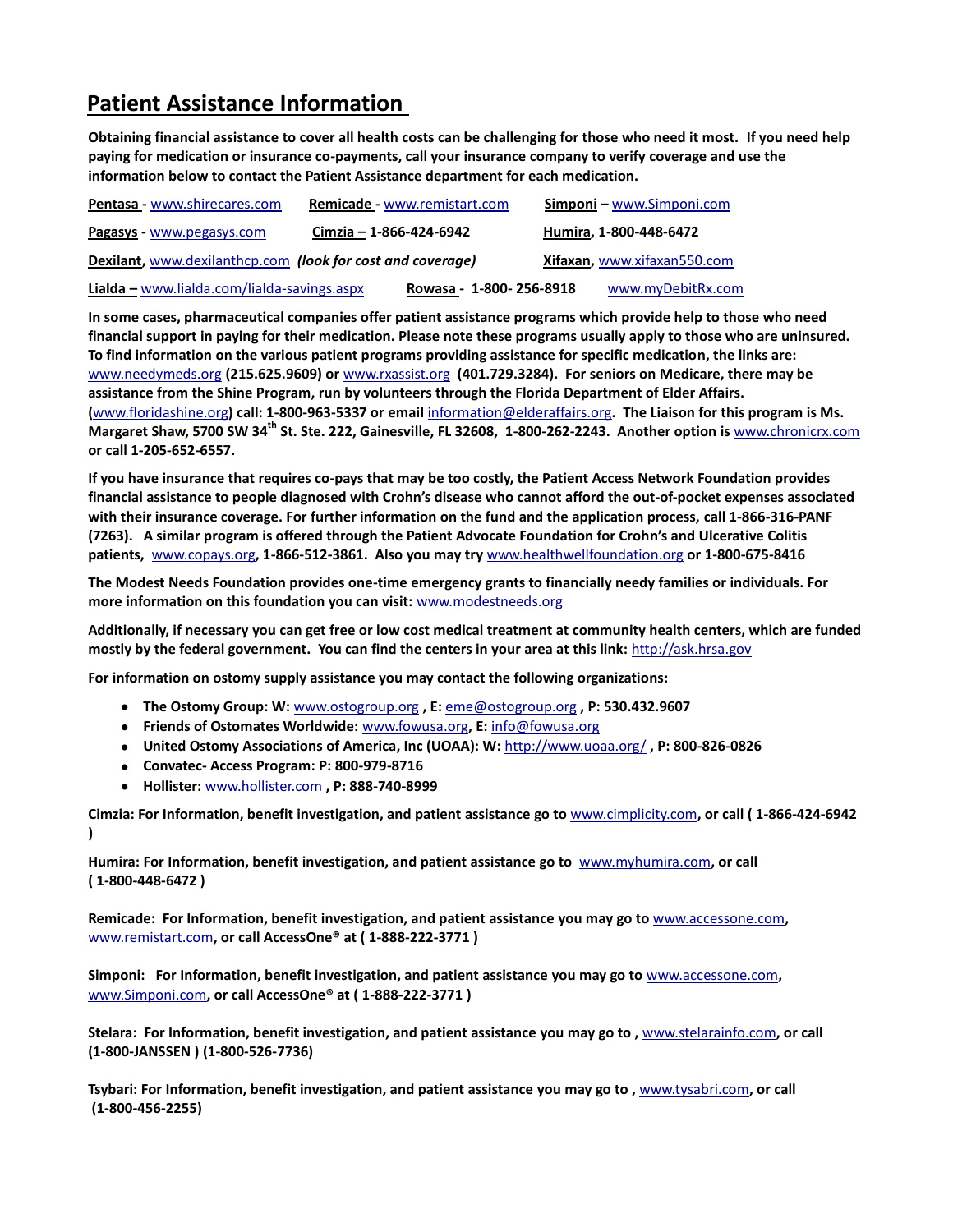# Patient Assistance Information

**Obtaining financial assistance to cover all health costs can be challenging for those who need it most. If you need help paying for medication or insurance co-payments, call your insurance company to verify coverage and use the information below to contact the Patient Assistance department for each medication.**

| | | |
|---|---|---|
| **Pentasa** - www.shirecares.com | **Remicade** - www.remistart.com | **Simponi** – www.Simponi.com |
| **Pagasys** - www.pegasys.com | **Cimzia – 1-866-424-6942** | **Humira, 1-800-448-6472** |
| **Dexilant**, www.dexilanthcp.com ***(look for cost and coverage)*** | | **Xifaxan**, www.xifaxan550.com |
| **Lialda –** www.lialda.com/lialda-savings.aspx | **Rowasa - 1-800- 256-8918** | www.myDebitRx.com |

**In some cases, pharmaceutical companies offer patient assistance programs which provide help to those who need financial support in paying for their medication. Please note these programs usually apply to those who are uninsured. To find information on the various patient programs providing assistance for specific medication, the links are:** www.needymeds.org **(215.625.9609) or** www.rxassist.org **(401.729.3284). For seniors on Medicare, there may be assistance from the Shine Program, run by volunteers through the Florida Department of Elder Affairs. (**www.floridashine.org**) call: 1-800-963-5337 or email** information@elderaffairs.org**. The Liaison for this program is Ms. Margaret Shaw, 5700 SW 34th St. Ste. 222, Gainesville, FL 32608, 1-800-262-2243. Another option is** www.chronicrx.com **or call 1-205-652-6557.**

**If you have insurance that requires co-pays that may be too costly, the Patient Access Network Foundation provides financial assistance to people diagnosed with Crohn's disease who cannot afford the out-of-pocket expenses associated with their insurance coverage. For further information on the fund and the application process, call 1-866-316-PANF (7263). A similar program is offered through the Patient Advocate Foundation for Crohn's and Ulcerative Colitis patients,** www.copays.org**, 1-866-512-3861. Also you may try** www.healthwellfoundation.org **or 1-800-675-8416**

**The Modest Needs Foundation provides one-time emergency grants to financially needy families or individuals. For more information on this foundation you can visit:** www.modestneeds.org

**Additionally, if necessary you can get free or low cost medical treatment at community health centers, which are funded mostly by the federal government. You can find the centers in your area at this link:** http://ask.hrsa.gov

**For information on ostomy supply assistance you may contact the following organizations:**

- **The Ostomy Group: W:** www.ostogroup.org **, E:** eme@ostogroup.org **, P: 530.432.9607**
- **Friends of Ostomates Worldwide:** www.fowusa.org**, E:** info@fowusa.org
- **United Ostomy Associations of America, Inc (UOAA): W:** http://www.uoaa.org/ **, P: 800-826-0826**
- **Convatec- Access Program: P: 800-979-8716**
- **Hollister:** www.hollister.com **, P: 888-740-8999**

**Cimzia: For Information, benefit investigation, and patient assistance go to** www.cimplicity.com**, or call ( 1-866-424-6942 )**

**Humira: For Information, benefit investigation, and patient assistance go to** www.myhumira.com**, or call ( 1-800-448-6472 )**

**Remicade: For Information, benefit investigation, and patient assistance you may go to** www.accessone.com**,** www.remistart.com**, or call AccessOne® at ( 1-888-222-3771 )**

**Simponi: For Information, benefit investigation, and patient assistance you may go to** www.accessone.com**,** www.Simponi.com**, or call AccessOne® at ( 1-888-222-3771 )**

**Stelara: For Information, benefit investigation, and patient assistance you may go to ,** www.stelarainfo.com**, or call (1-800-JANSSEN ) (1-800-526-7736)**

**Tsybari: For Information, benefit investigation, and patient assistance you may go to ,** www.tysabri.com**, or call (1-800-456-2255)**